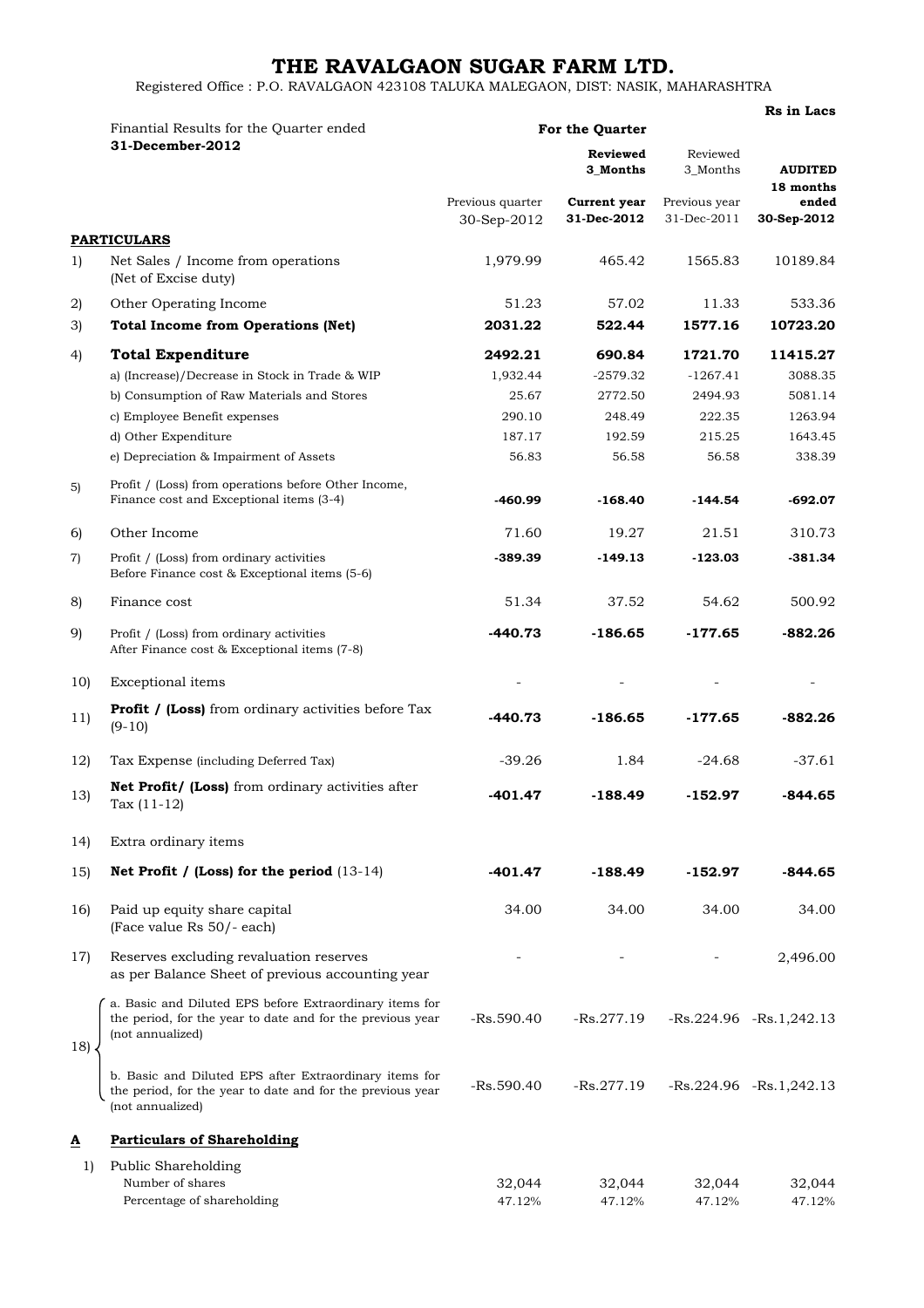# THE RAVALGAON SUGAR FARM LTD.

Registered Office : P.O. RAVALGAON 423108 TALUKA MALEGAON, DIST: NASIK, MAHARASHTRA

**Rs in Lacs**

| | Finantial Results for the Quarter ended **31-December-2012** | For the Quarter | | | |
|---|---|---|---|---|---|
| | | | **Reviewed 3_Months** | Reviewed 3_Months | **AUDITED 18 months ended** |
| | | Previous quarter 30-Sep-2012 | **Current year 31-Dec-2012** | Previous year 31-Dec-2011 | **30-Sep-2012** |
| | **PARTICULARS** | | | | |
| 1) | Net Sales / Income from operations (Net of Excise duty) | 1,979.99 | 465.42 | 1565.83 | 10189.84 |
| 2) | Other Operating Income | 51.23 | 57.02 | 11.33 | 533.36 |
| 3) | **Total Income from Operations (Net)** | **2031.22** | **522.44** | **1577.16** | **10723.20** |
| 4) | **Total Expenditure** | **2492.21** | **690.84** | **1721.70** | **11415.27** |
| | a) (Increase)/Decrease in Stock in Trade & WIP | 1,932.44 | -2579.32 | -1267.41 | 3088.35 |
| | b) Consumption of Raw Materials and Stores | 25.67 | 2772.50 | 2494.93 | 5081.14 |
| | c) Employee Benefit expenses | 290.10 | 248.49 | 222.35 | 1263.94 |
| | d) Other Expenditure | 187.17 | 192.59 | 215.25 | 1643.45 |
| | e) Depreciation & Impairment of Assets | 56.83 | 56.58 | 56.58 | 338.39 |
| 5) | Profit / (Loss) from operations before Other Income, Finance cost and Exceptional items (3-4) | **-460.99** | **-168.40** | **-144.54** | **-692.07** |
| 6) | Other Income | 71.60 | 19.27 | 21.51 | 310.73 |
| 7) | Profit / (Loss) from ordinary activities Before Finance cost & Exceptional items (5-6) | **-389.39** | **-149.13** | **-123.03** | **-381.34** |
| 8) | Finance cost | 51.34 | 37.52 | 54.62 | 500.92 |
| 9) | Profit / (Loss) from ordinary activities After Finance cost & Exceptional items (7-8) | **-440.73** | **-186.65** | **-177.65** | **-882.26** |
| 10) | Exceptional items | - | - | - | - |
| 11) | **Profit / (Loss)** from ordinary activities before Tax (9-10) | **-440.73** | **-186.65** | **-177.65** | **-882.26** |
| 12) | Tax Expense (including Deferred Tax) | -39.26 | 1.84 | -24.68 | -37.61 |
| 13) | **Net Profit/ (Loss)** from ordinary activities after Tax (11-12) | **-401.47** | **-188.49** | **-152.97** | **-844.65** |
| 14) | Extra ordinary items | | | | |
| 15) | **Net Profit / (Loss) for the period** (13-14) | **-401.47** | **-188.49** | **-152.97** | **-844.65** |
| 16) | Paid up equity share capital (Face value Rs 50/- each) | 34.00 | 34.00 | 34.00 | 34.00 |
| 17) | Reserves excluding revaluation reserves as per Balance Sheet of previous accounting year | - | - | - | 2,496.00 |
| 18) | a. Basic and Diluted EPS before Extraordinary items for the period, for the year to date and for the previous year (not annualized) | -Rs.590.40 | -Rs.277.19 | -Rs.224.96 | -Rs.1,242.13 |
| | b. Basic and Diluted EPS after Extraordinary items for the period, for the year to date and for the previous year (not annualized) | -Rs.590.40 | -Rs.277.19 | -Rs.224.96 | -Rs.1,242.13 |
| **A** | **Particulars of Shareholding** | | | | |
| 1) | Public Shareholding | | | | |
| | Number of shares | 32,044 | 32,044 | 32,044 | 32,044 |
| | Percentage of shareholding | 47.12% | 47.12% | 47.12% | 47.12% |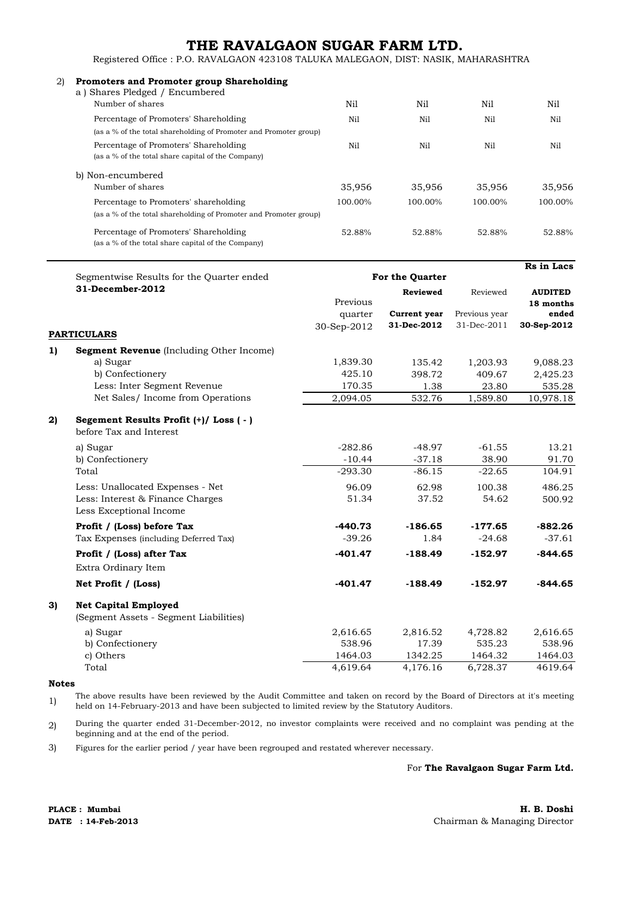# THE RAVALGAON SUGAR FARM LTD.

Registered Office : P.O. RAVALGAON 423108 TALUKA MALEGAON, DIST: NASIK, MAHARASHTRA

| | | | | | |
|---|---|---|---|---|---|
| 2) | **Promoters and Promoter group Shareholding** | | | | |
| | a ) Shares Pledged / Encumbered | | | | |
| | Number of shares | Nil | Nil | Nil | Nil |
| | Percentage of Promoters' Shareholding (as a % of the total shareholding of Promoter and Promoter group) | Nil | Nil | Nil | Nil |
| | Percentage of Promoters' Shareholding (as a % of the total share capital of the Company) | Nil | Nil | Nil | Nil |
| | b) Non-encumbered | | | | |
| | Number of shares | 35,956 | 35,956 | 35,956 | 35,956 |
| | Percentage to Promoters' shareholding (as a % of the total shareholding of Promoter and Promoter group) | 100.00% | 100.00% | 100.00% | 100.00% |
| | Percentage of Promoters' Shareholding (as a % of the total share capital of the Company) | 52.88% | 52.88% | 52.88% | 52.88% |

**Rs in Lacs**

| | Segmentwise Results for the Quarter ended **31-December-2012** | For the Quarter | | | |
|---|---|---|---|---|---|
| | | Previous quarter 30-Sep-2012 | **Reviewed** **Current year 31-Dec-2012** | Reviewed Previous year 31-Dec-2011 | **AUDITED 18 months ended 30-Sep-2012** |
| | **PARTICULARS** | | | | |
| **1)** | **Segment Revenue** (Including Other Income) | | | | |
| | a) Sugar | 1,839.30 | 135.42 | 1,203.93 | 9,088.23 |
| | b) Confectionery | 425.10 | 398.72 | 409.67 | 2,425.23 |
| | Less: Inter Segment Revenue | 170.35 | 1.38 | 23.80 | 535.28 |
| | Net Sales/ Income from Operations | 2,094.05 | 532.76 | 1,589.80 | 10,978.18 |
| **2)** | **Segement Results Profit (+)/ Loss ( - )** before Tax and Interest | | | | |
| | a) Sugar | -282.86 | -48.97 | -61.55 | 13.21 |
| | b) Confectionery | -10.44 | -37.18 | 38.90 | 91.70 |
| | Total | -293.30 | -86.15 | -22.65 | 104.91 |
| | Less: Unallocated Expenses - Net | 96.09 | 62.98 | 100.38 | 486.25 |
| | Less: Interest & Finance Charges | 51.34 | 37.52 | 54.62 | 500.92 |
| | Less Exceptional Income | | | | |
| | **Profit / (Loss) before Tax** | **-440.73** | **-186.65** | **-177.65** | **-882.26** |
| | Tax Expenses (including Deferred Tax) | -39.26 | 1.84 | -24.68 | -37.61 |
| | **Profit / (Loss) after Tax** | **-401.47** | **-188.49** | **-152.97** | **-844.65** |
| | Extra Ordinary Item | | | | |
| | **Net Profit / (Loss)** | **-401.47** | **-188.49** | **-152.97** | **-844.65** |
| **3)** | **Net Capital Employed** (Segment Assets - Segment Liabilities) | | | | |
| | a) Sugar | 2,616.65 | 2,816.52 | 4,728.82 | 2,616.65 |
| | b) Confectionery | 538.96 | 17.39 | 535.23 | 538.96 |
| | c) Others | 1464.03 | 1342.25 | 1464.32 | 1464.03 |
| | Total | 4,619.64 | 4,176.16 | 6,728.37 | 4619.64 |

**Notes**

1) The above results have been reviewed by the Audit Committee and taken on record by the Board of Directors at it's meeting held on 14-February-2013 and have been subjected to limited review by the Statutory Auditors.

2) During the quarter ended 31-December-2012, no investor complaints were received and no complaint was pending at the beginning and at the end of the period.

3) Figures for the earlier period / year have been regrouped and restated wherever necessary.

For **The Ravalgaon Sugar Farm Ltd.**

**PLACE : Mumbai**
**DATE : 14-Feb-2013**

**H. B. Doshi**
Chairman & Managing Director